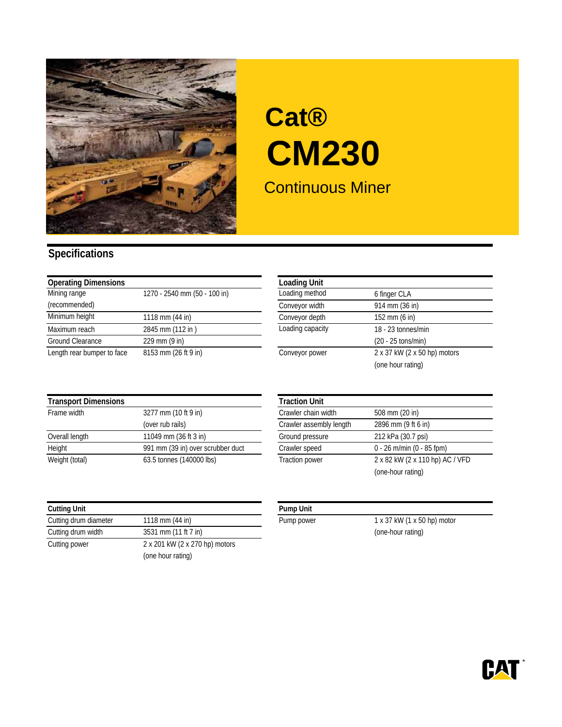# Cat®

# CM230

## Continuous Miner

## Specifications

| Operating Dimensions | |
|---|---|
| Mining range (recommended) | 1270 - 2540 mm (50 - 100 in) |
| Minimum height | 1118 mm (44 in) |
| Maximum reach | 2845 mm (112 in ) |
| Ground Clearance | 229 mm (9 in) |
| Length rear bumper to face | 8153 mm (26 ft 9 in) |

| Loading Unit | |
|---|---|
| Loading method | 6 finger CLA |
| Conveyor width | 914 mm (36 in) |
| Conveyor depth | 152 mm (6 in) |
| Loading capacity | 18 - 23 tonnes/min (20 - 25 tons/min) |
| Conveyor power | 2 x 37 kW (2 x 50 hp) motors (one hour rating) |

| Transport Dimensions | |
|---|---|
| Frame width | 3277 mm (10 ft 9 in) (over rub rails) |
| Overall length | 11049 mm (36 ft 3 in) |
| Height | 991 mm (39 in) over scrubber duct |
| Weight (total) | 63.5 tonnes (140000 lbs) |

| Traction Unit | |
|---|---|
| Crawler chain width | 508 mm (20 in) |
| Crawler assembly length | 2896 mm (9 ft 6 in) |
| Ground pressure | 212 kPa (30.7 psi) |
| Crawler speed | 0 - 26 m/min (0 - 85 fpm) |
| Traction power | 2 x 82 kW (2 x 110 hp) AC / VFD (one-hour rating) |

| Cutting Unit | |
|---|---|
| Cutting drum diameter | 1118 mm (44 in) |
| Cutting drum width | 3531 mm (11 ft 7 in) |
| Cutting power | 2 x 201 kW (2 x 270 hp) motors (one hour rating) |

| Pump Unit | |
|---|---|
| Pump power | 1 x 37 kW (1 x 50 hp) motor (one-hour rating) |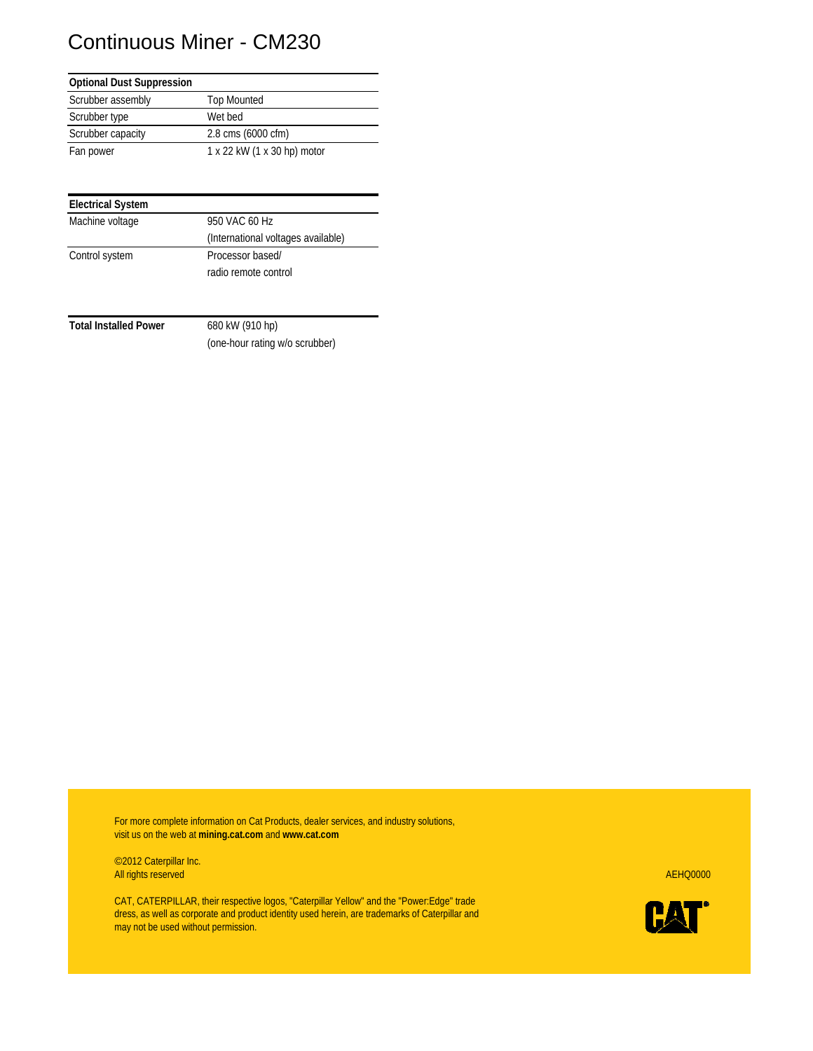# Continuous Miner - CM230

| Optional Dust Suppression | |
|---|---|
| Scrubber assembly | Top Mounted |
| Scrubber type | Wet bed |
| Scrubber capacity | 2.8 cms (6000 cfm) |
| Fan power | 1 x 22 kW (1 x 30 hp) motor |

| Electrical System | |
|---|---|
| Machine voltage | 950 VAC 60 Hz (International voltages available) |
| Control system | Processor based/ radio remote control |

| **Total Installed Power** | 680 kW (910 hp) (one-hour rating w/o scrubber) |
|---|---|

For more complete information on Cat Products, dealer services, and industry solutions, visit us on the web at **mining.cat.com** and **www.cat.com**

©2012 Caterpillar Inc.
All rights reserved

AEHQ0000

CAT, CATERPILLAR, their respective logos, "Caterpillar Yellow" and the "Power:Edge" trade dress, as well as corporate and product identity used herein, are trademarks of Caterpillar and may not be used without permission.

CAT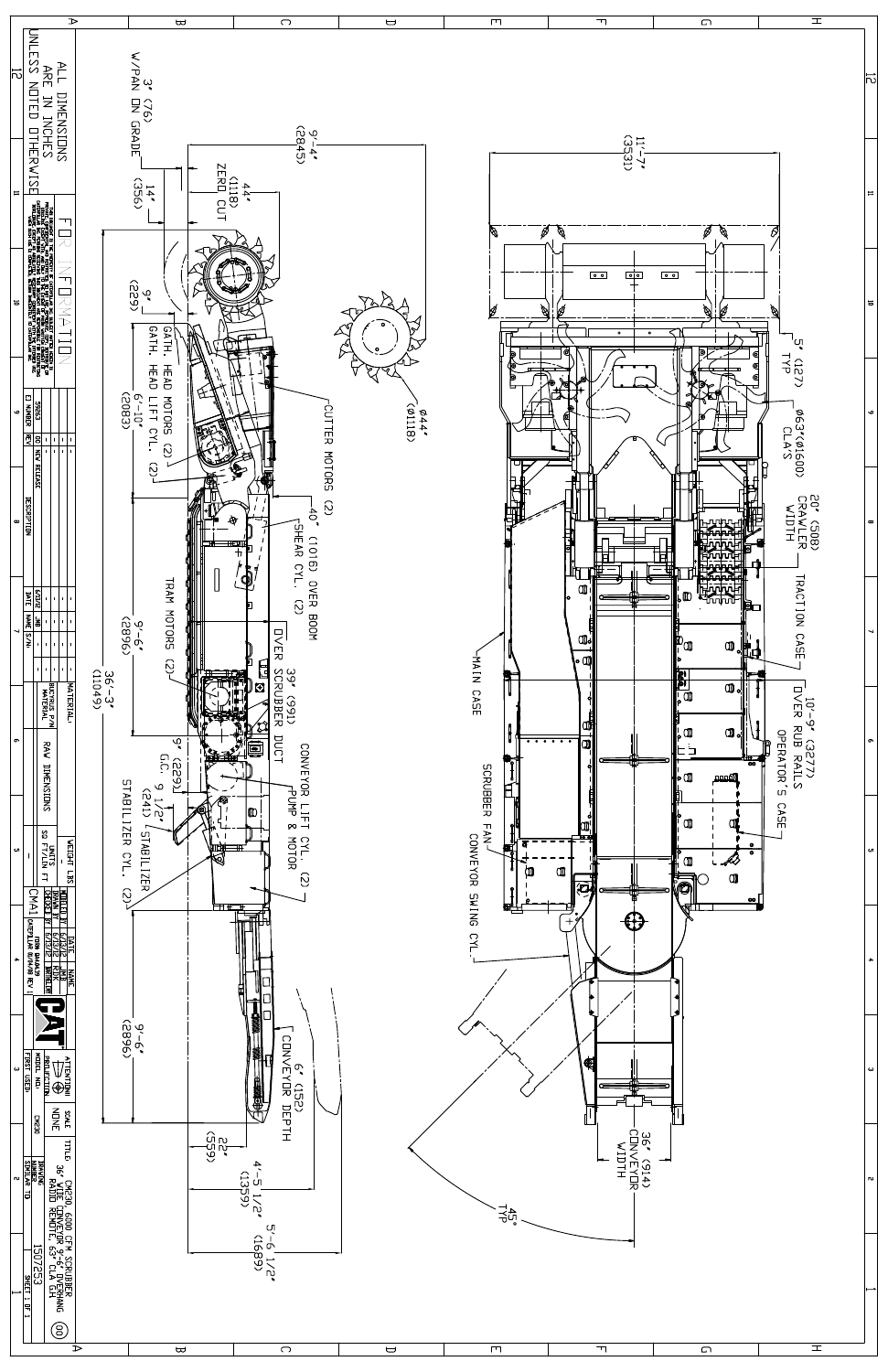ALL DIMENSIONS ARE IN INCHES UNLESS NOTED OTHERWISE

FOR INFORMATION

3" (76) W/PAN ON GRADE

9'-4" (2845)

44" (1118) ZERO CUT

14" (356)

9" (229)

GATH. HEAD MOTORS (2)

GATH. HEAD LIFT CYL. (2)

6'-10" (2083)

CUTTER MOTORS (2)

Ø44" (Ø1118)

40" (1016) OVER BOOM

SHEAR CYL. (2)

TRAM MOTORS (2)

9'-6" (2896)

36'-3" (11049)

39" (991) OVER SCRUBBER DUCT

CONVEYOR LIFT CYL. (2)

PUMP & MOTOR

9" (229) G.C.

9 1/2" (241) STABILIZER

STABILIZER CYL. (2)

9'-6" (2896)

6" (152) CONVEYOR DEPTH

22" (559)

4'-5 1/2" (1359)

5'-6 1/2" (1689)

11'-7" (3531)

5" (127) TYP

Ø63"(Ø1600) CLA'S

20" (508) CRAWLER WIDTH

TRACTION CASE

10'-9" (3277) OVER RUB RAILS

OPERATOR'S CASE

MAIN CASE

SCRUBBER FAN

CONVEYOR SWING CYL.

36" (914) CONVEYOR WIDTH

45° TYP

| ECN NUMBER | REV | DESCRIPTION | DATE | NAME | S/N |
|---|---|---|---|---|---|
| 59863 | 00 | NEW RELEASE | 6/13/12 | JRD | |

MATERIAL-

BUCYRUS P/N MATERIAL

RAW DIMENSIONS

UNITS SQ FT/LIN FT

WEIGHT LBS

CMA1

DRAWN BY JRD 6/13/12

CHECKED BY RJK 6/13/12

CAT

ATTENTION! PROJECTION

SCALE NONE

MODEL NO. CM230

FIRST USED

TITLE: CM230, 6000 CFM SCRUBBER 36" WIDE CONVEYOR, 9'-6" OVERHANG RADIO REMOTE, 63" CLA, CLH

DRAWING NUMBER 1507253

SHEET 1 OF 1

(00)